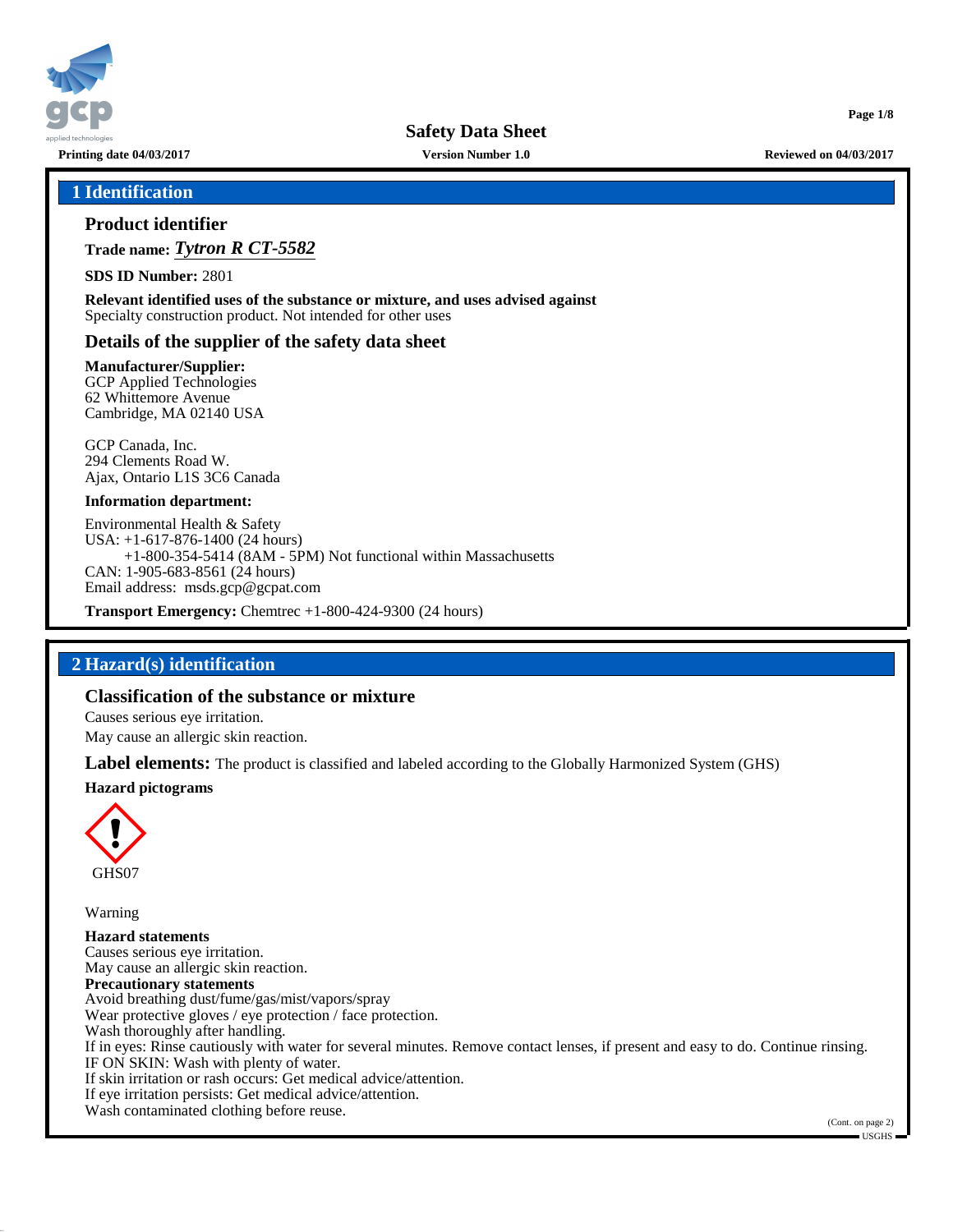# Safety Data Sheet

**Printing date 04/03/2017** | **Version Number 1.0** | **Reviewed on 04/03/2017**

## 1 Identification

### Product identifier

**Trade name:** ***Tytron R CT-5582***

**SDS ID Number:** 2801

**Relevant identified uses of the substance or mixture, and uses advised against**
Specialty construction product. Not intended for other uses

### Details of the supplier of the safety data sheet

**Manufacturer/Supplier:**
GCP Applied Technologies
62 Whittemore Avenue
Cambridge, MA 02140 USA

GCP Canada, Inc.
294 Clements Road W.
Ajax, Ontario L1S 3C6 Canada

**Information department:**

Environmental Health & Safety
USA: +1-617-876-1400 (24 hours)
+1-800-354-5414 (8AM - 5PM) Not functional within Massachusetts
CAN: 1-905-683-8561 (24 hours)
Email address: msds.gcp@gcpat.com

**Transport Emergency:** Chemtrec +1-800-424-9300 (24 hours)

## 2 Hazard(s) identification

### Classification of the substance or mixture

Causes serious eye irritation.
May cause an allergic skin reaction.

**Label elements:** The product is classified and labeled according to the Globally Harmonized System (GHS)

**Hazard pictograms**

GHS07

Warning

**Hazard statements**
Causes serious eye irritation.
May cause an allergic skin reaction.

**Precautionary statements**
Avoid breathing dust/fume/gas/mist/vapors/spray
Wear protective gloves / eye protection / face protection.
Wash thoroughly after handling.
If in eyes: Rinse cautiously with water for several minutes. Remove contact lenses, if present and easy to do. Continue rinsing.
IF ON SKIN: Wash with plenty of water.
If skin irritation or rash occurs: Get medical advice/attention.
If eye irritation persists: Get medical advice/attention.
Wash contaminated clothing before reuse.

(Cont. on page 2)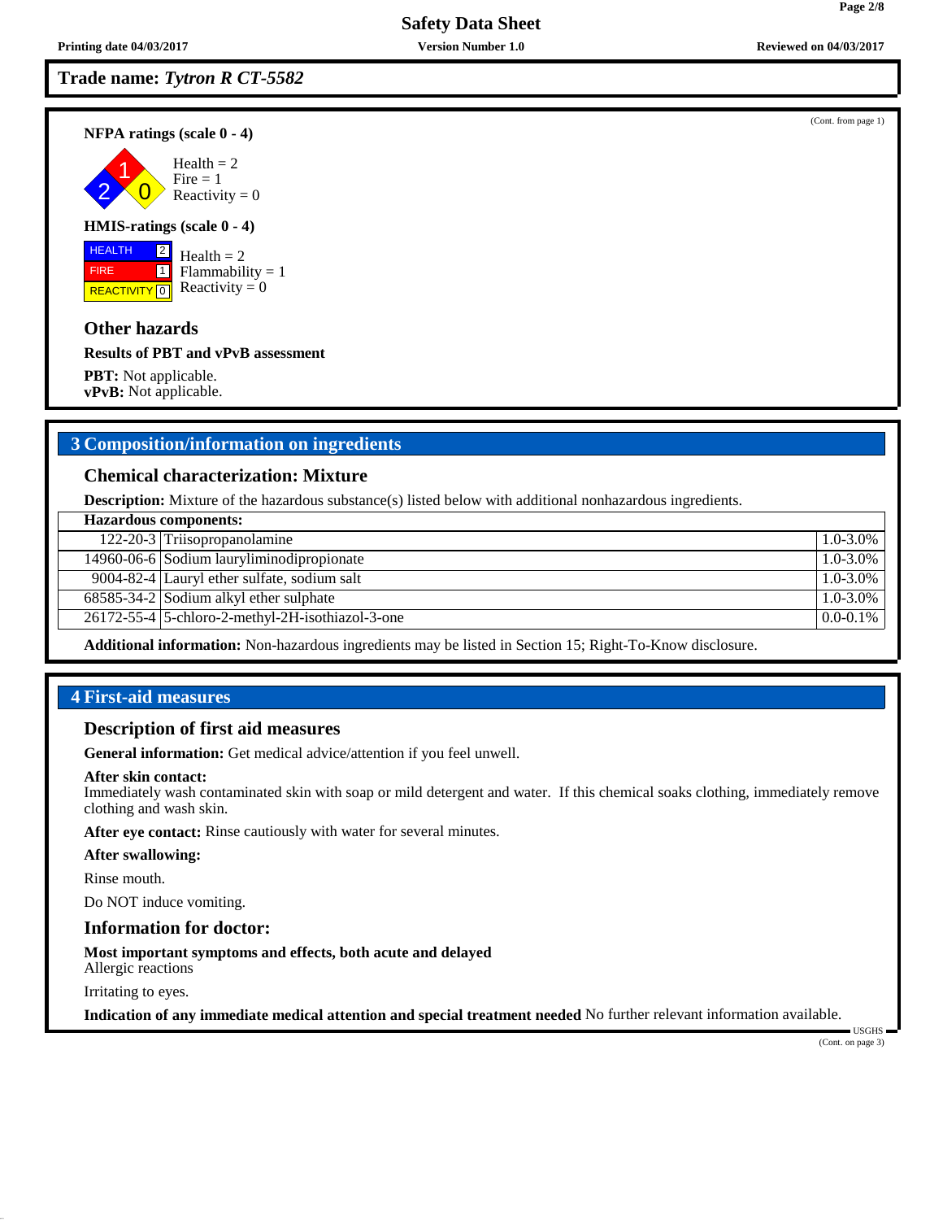**Trade name: *Tytron R CT-5582***

(Cont. from page 1)

**NFPA ratings (scale 0 - 4)**

Health = 2
Fire = 1
Reactivity = 0

**HMIS-ratings (scale 0 - 4)**

HEALTH 2
FIRE 1
REACTIVITY 0

Health = 2
Flammability = 1
Reactivity = 0

### Other hazards

**Results of PBT and vPvB assessment**

**PBT:** Not applicable.
**vPvB:** Not applicable.

## 3 Composition/information on ingredients

### Chemical characterization: Mixture

**Description:** Mixture of the hazardous substance(s) listed below with additional nonhazardous ingredients.

| **Hazardous components:** | | |
|---|---|---|
| 122-20-3 | Triisopropanolamine | 1.0-3.0% |
| 14960-06-6 | Sodium lauryliminodipropionate | 1.0-3.0% |
| 9004-82-4 | Lauryl ether sulfate, sodium salt | 1.0-3.0% |
| 68585-34-2 | Sodium alkyl ether sulphate | 1.0-3.0% |
| 26172-55-4 | 5-chloro-2-methyl-2H-isothiazol-3-one | 0.0-0.1% |

**Additional information:** Non-hazardous ingredients may be listed in Section 15; Right-To-Know disclosure.

## 4 First-aid measures

### Description of first aid measures

**General information:** Get medical advice/attention if you feel unwell.

**After skin contact:**
Immediately wash contaminated skin with soap or mild detergent and water. If this chemical soaks clothing, immediately remove clothing and wash skin.

**After eye contact:** Rinse cautiously with water for several minutes.

**After swallowing:**

Rinse mouth.

Do NOT induce vomiting.

### Information for doctor:

**Most important symptoms and effects, both acute and delayed**
Allergic reactions

Irritating to eyes.

**Indication of any immediate medical attention and special treatment needed** No further relevant information available.

USGHS

(Cont. on page 3)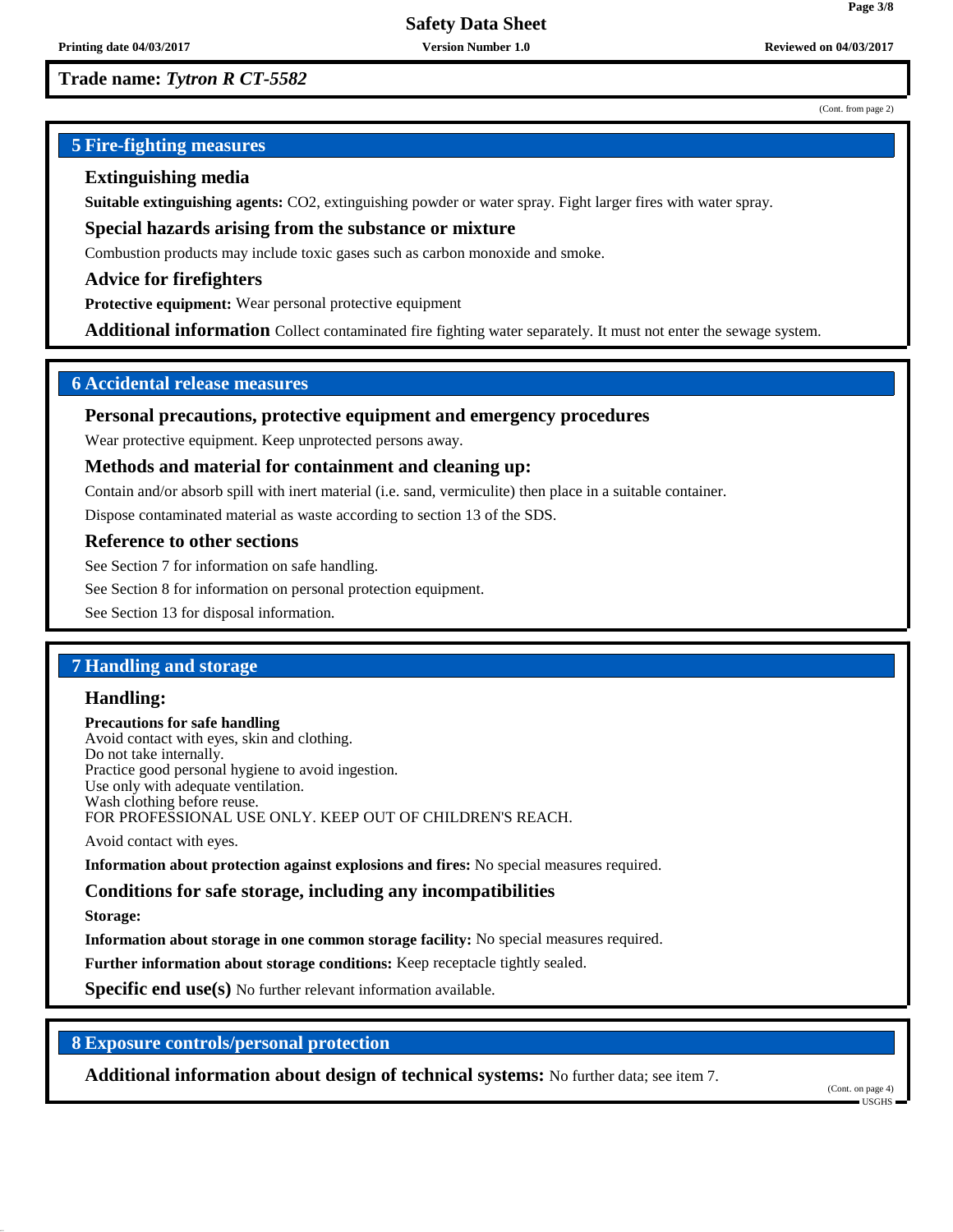**Trade name: *Tytron R CT-5582***

(Cont. from page 2)

## 5 Fire-fighting measures

### Extinguishing media

**Suitable extinguishing agents:** $CO_2$, extinguishing powder or water spray. Fight larger fires with water spray.

### Special hazards arising from the substance or mixture

Combustion products may include toxic gases such as carbon monoxide and smoke.

### Advice for firefighters

**Protective equipment:** Wear personal protective equipment

**Additional information** Collect contaminated fire fighting water separately. It must not enter the sewage system.

## 6 Accidental release measures

### Personal precautions, protective equipment and emergency procedures

Wear protective equipment. Keep unprotected persons away.

### Methods and material for containment and cleaning up:

Contain and/or absorb spill with inert material (i.e. sand, vermiculite) then place in a suitable container.

Dispose contaminated material as waste according to section 13 of the SDS.

### Reference to other sections

See Section 7 for information on safe handling.

See Section 8 for information on personal protection equipment.

See Section 13 for disposal information.

## 7 Handling and storage

### Handling:

**Precautions for safe handling**
Avoid contact with eyes, skin and clothing.
Do not take internally.
Practice good personal hygiene to avoid ingestion.
Use only with adequate ventilation.
Wash clothing before reuse.
FOR PROFESSIONAL USE ONLY. KEEP OUT OF CHILDREN'S REACH.

Avoid contact with eyes.

**Information about protection against explosions and fires:** No special measures required.

### Conditions for safe storage, including any incompatibilities

**Storage:**

**Information about storage in one common storage facility:** No special measures required.

**Further information about storage conditions:** Keep receptacle tightly sealed.

**Specific end use(s)** No further relevant information available.

## 8 Exposure controls/personal protection

**Additional information about design of technical systems:** No further data; see item 7.

(Cont. on page 4)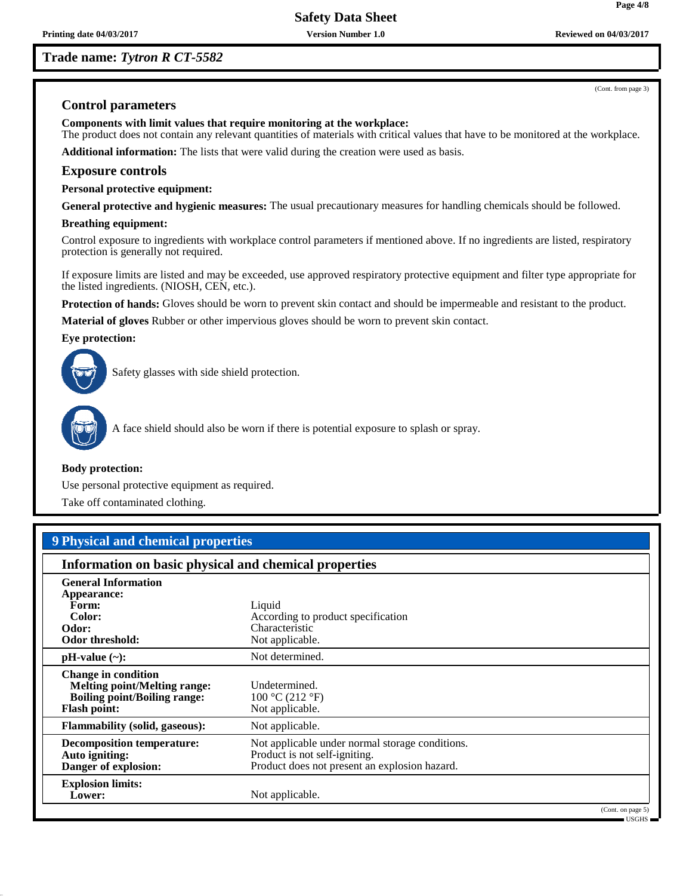Trade name: *Tytron R CT-5582*

(Cont. from page 3)

### Control parameters

**Components with limit values that require monitoring at the workplace:**
The product does not contain any relevant quantities of materials with critical values that have to be monitored at the workplace.

**Additional information:** The lists that were valid during the creation were used as basis.

### Exposure controls

**Personal protective equipment:**

**General protective and hygienic measures:** The usual precautionary measures for handling chemicals should be followed.

**Breathing equipment:**

Control exposure to ingredients with workplace control parameters if mentioned above. If no ingredients are listed, respiratory protection is generally not required.

If exposure limits are listed and may be exceeded, use approved respiratory protective equipment and filter type appropriate for the listed ingredients. (NIOSH, CEN, etc.).

**Protection of hands:** Gloves should be worn to prevent skin contact and should be impermeable and resistant to the product.

**Material of gloves** Rubber or other impervious gloves should be worn to prevent skin contact.

**Eye protection:**

Safety glasses with side shield protection.

A face shield should also be worn if there is potential exposure to splash or spray.

**Body protection:**

Use personal protective equipment as required.

Take off contaminated clothing.

## 9 Physical and chemical properties

### Information on basic physical and chemical properties

| | |
|---|---|
| **General Information** | |
| **Appearance:** | |
| **Form:** | Liquid |
| **Color:** | According to product specification |
| **Odor:** | Characteristic |
| **Odor threshold:** | Not applicable. |
| **pH-value (~):** | Not determined. |
| **Change in condition** | |
| **Melting point/Melting range:** | Undetermined. |
| **Boiling point/Boiling range:** | 100 °C (212 °F) |
| **Flash point:** | Not applicable. |
| **Flammability (solid, gaseous):** | Not applicable. |
| **Decomposition temperature:** | Not applicable under normal storage conditions. |
| **Auto igniting:** | Product is not self-igniting. |
| **Danger of explosion:** | Product does not present an explosion hazard. |
| **Explosion limits:** | |
| **Lower:** | Not applicable. |

(Cont. on page 5)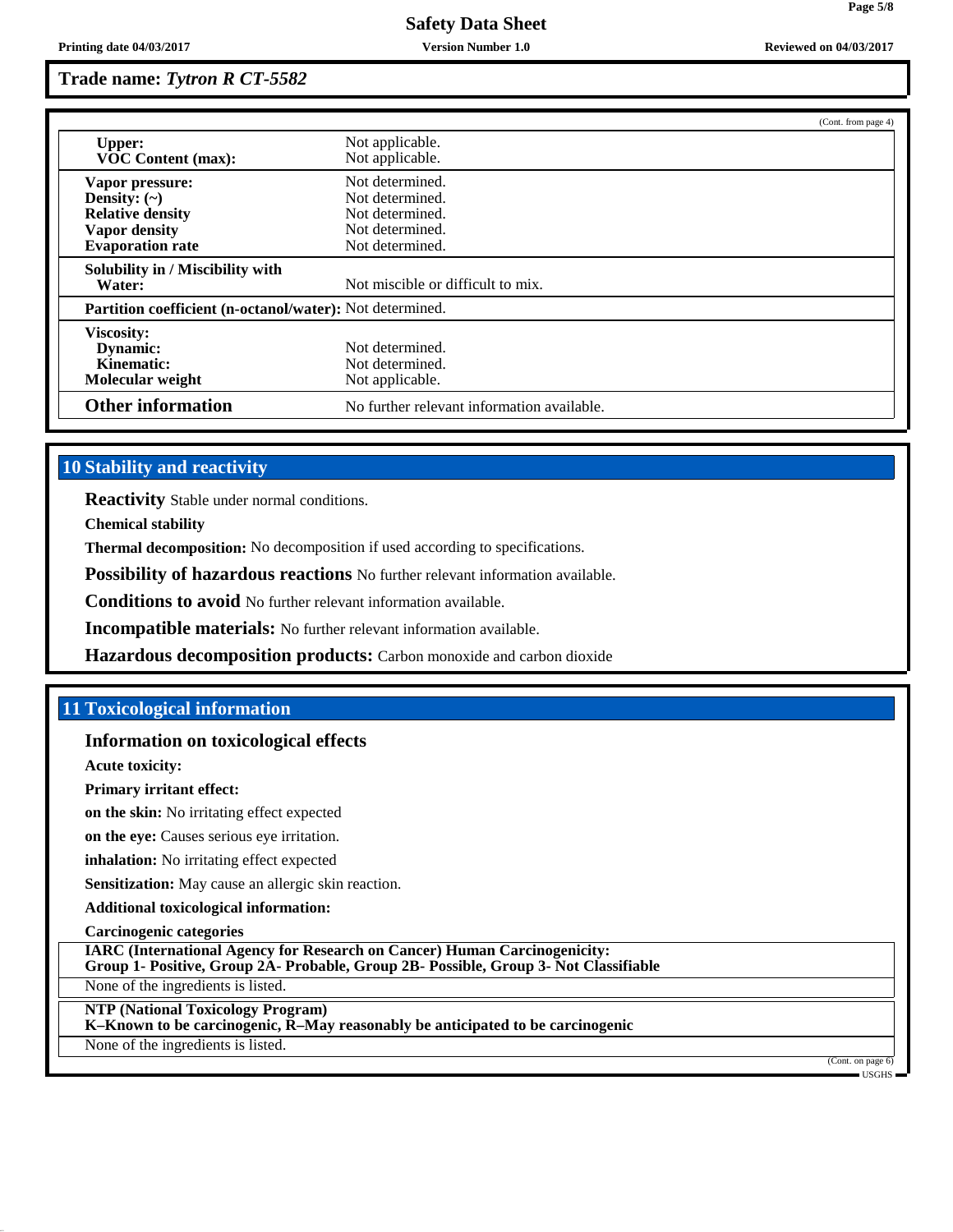**Trade name:** ***Tytron R CT-5582***

(Cont. from page 4)

| | |
|---|---|
| **Upper:** | Not applicable. |
| **VOC Content (max):** | Not applicable. |
| **Vapor pressure:** | Not determined. |
| **Density: (~)** | Not determined. |
| **Relative density** | Not determined. |
| **Vapor density** | Not determined. |
| **Evaporation rate** | Not determined. |
| **Solubility in / Miscibility with Water:** | Not miscible or difficult to mix. |
| **Partition coefficient (n-octanol/water):** | Not determined. |
| **Viscosity:** | |
| **Dynamic:** | Not determined. |
| **Kinematic:** | Not determined. |
| **Molecular weight** | Not applicable. |
| **Other information** | No further relevant information available. |

## 10 Stability and reactivity

**Reactivity** Stable under normal conditions.

**Chemical stability**

**Thermal decomposition:** No decomposition if used according to specifications.

**Possibility of hazardous reactions** No further relevant information available.

**Conditions to avoid** No further relevant information available.

**Incompatible materials:** No further relevant information available.

**Hazardous decomposition products:** Carbon monoxide and carbon dioxide

## 11 Toxicological information

### Information on toxicological effects

**Acute toxicity:**

**Primary irritant effect:**

**on the skin:** No irritating effect expected

**on the eye:** Causes serious eye irritation.

**inhalation:** No irritating effect expected

**Sensitization:** May cause an allergic skin reaction.

**Additional toxicological information:**

**Carcinogenic categories**

| **IARC (International Agency for Research on Cancer) Human Carcinogenicity: Group 1- Positive, Group 2A- Probable, Group 2B- Possible, Group 3- Not Classifiable** |
|---|
| None of the ingredients is listed. |

| **NTP (National Toxicology Program) K–Known to be carcinogenic, R–May reasonably be anticipated to be carcinogenic** |
|---|
| None of the ingredients is listed. |

(Cont. on page 6)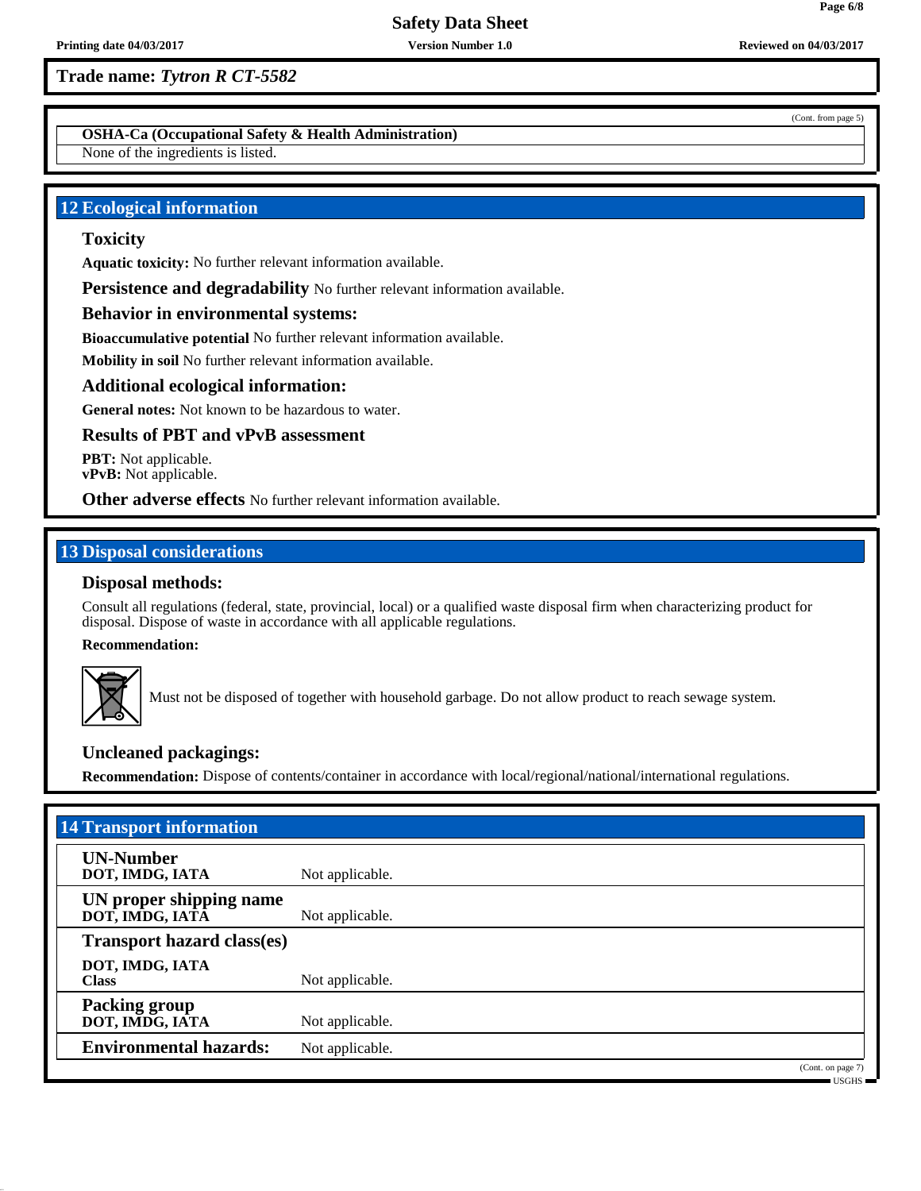**Trade name:** ***Tytron R CT-5582***

(Cont. from page 5)

**OSHA-Ca (Occupational Safety & Health Administration)**

None of the ingredients is listed.

## 12 Ecological information

### Toxicity

**Aquatic toxicity:** No further relevant information available.

**Persistence and degradability** No further relevant information available.

### Behavior in environmental systems:

**Bioaccumulative potential** No further relevant information available.

**Mobility in soil** No further relevant information available.

### Additional ecological information:

**General notes:** Not known to be hazardous to water.

### Results of PBT and vPvB assessment

**PBT:** Not applicable.
**vPvB:** Not applicable.

**Other adverse effects** No further relevant information available.

## 13 Disposal considerations

### Disposal methods:

Consult all regulations (federal, state, provincial, local) or a qualified waste disposal firm when characterizing product for disposal. Dispose of waste in accordance with all applicable regulations.

**Recommendation:**

Must not be disposed of together with household garbage. Do not allow product to reach sewage system.

### Uncleaned packagings:

**Recommendation:** Dispose of contents/container in accordance with local/regional/national/international regulations.

## 14 Transport information

| | |
|---|---|
| **UN-Number**<br>**DOT, IMDG, IATA** | Not applicable. |
| **UN proper shipping name**<br>**DOT, IMDG, IATA** | Not applicable. |
| **Transport hazard class(es)** | |
| **DOT, IMDG, IATA**<br>**Class** | Not applicable. |
| **Packing group**<br>**DOT, IMDG, IATA** | Not applicable. |
| **Environmental hazards:** | Not applicable. |

(Cont. on page 7)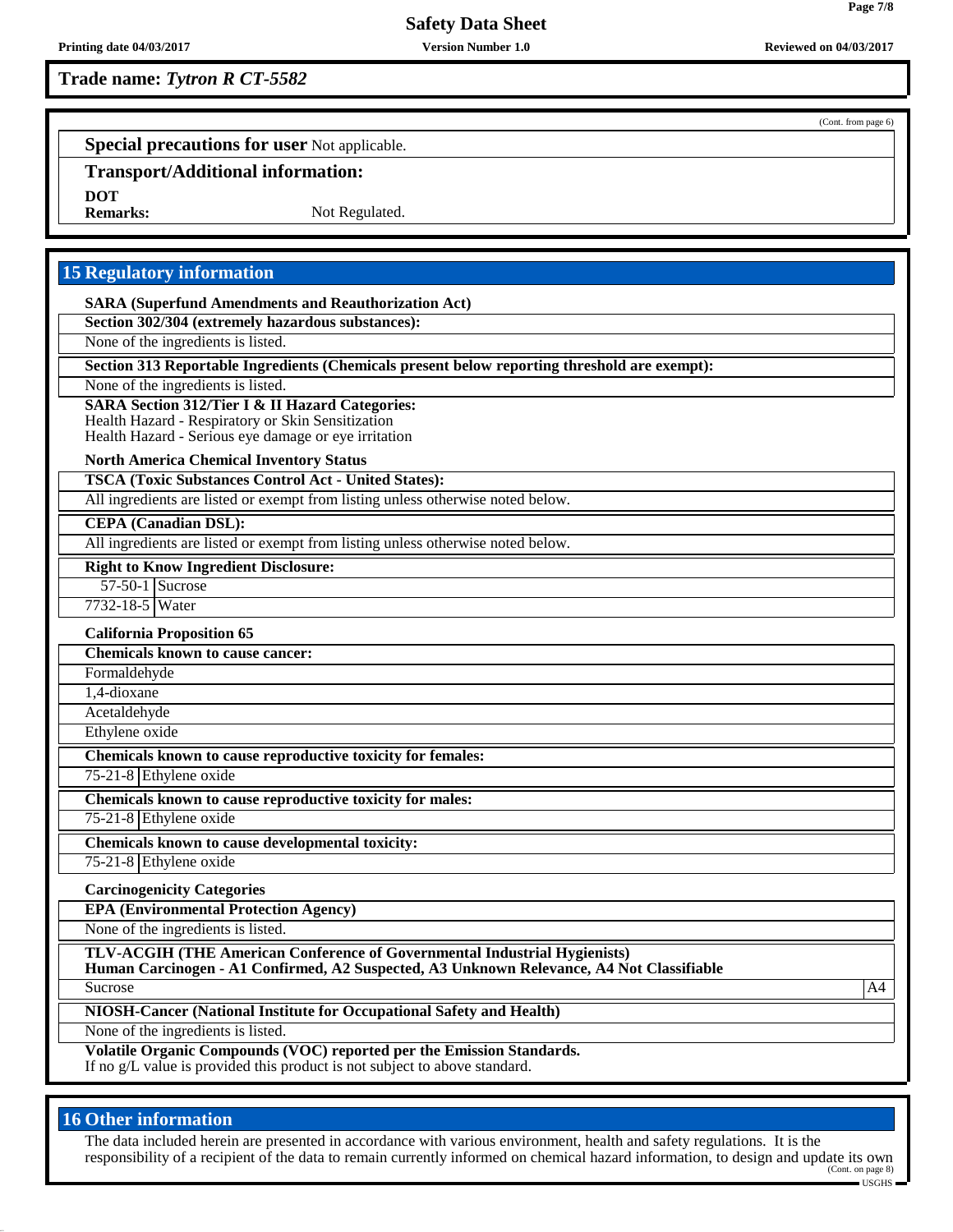**Trade name:** ***Tytron R CT-5582***

(Cont. from page 6)

**Special precautions for user** Not applicable.

**Transport/Additional information:**

**DOT**
**Remarks:** Not Regulated.

## 15 Regulatory information

**SARA (Superfund Amendments and Reauthorization Act)**

**Section 302/304 (extremely hazardous substances):**

None of the ingredients is listed.

**Section 313 Reportable Ingredients (Chemicals present below reporting threshold are exempt):**

None of the ingredients is listed.

**SARA Section 312/Tier I & II Hazard Categories:**
Health Hazard - Respiratory or Skin Sensitization
Health Hazard - Serious eye damage or eye irritation

**North America Chemical Inventory Status**

**TSCA (Toxic Substances Control Act - United States):**

All ingredients are listed or exempt from listing unless otherwise noted below.

**CEPA (Canadian DSL):**

All ingredients are listed or exempt from listing unless otherwise noted below.

**Right to Know Ingredient Disclosure:**

| | |
|---|---|
| 57-50-1 | Sucrose |
| 7732-18-5 | Water |

**California Proposition 65**

**Chemicals known to cause cancer:**

Formaldehyde
1,4-dioxane
Acetaldehyde
Ethylene oxide

**Chemicals known to cause reproductive toxicity for females:**

| | |
|---|---|
| 75-21-8 | Ethylene oxide |

**Chemicals known to cause reproductive toxicity for males:**

| | |
|---|---|
| 75-21-8 | Ethylene oxide |

**Chemicals known to cause developmental toxicity:**

| | |
|---|---|
| 75-21-8 | Ethylene oxide |

**Carcinogenicity Categories**

**EPA (Environmental Protection Agency)**

None of the ingredients is listed.

**TLV-ACGIH (THE American Conference of Governmental Industrial Hygienists)**
**Human Carcinogen - A1 Confirmed, A2 Suspected, A3 Unknown Relevance, A4 Not Classifiable**

| | |
|---|---|
| Sucrose | A4 |

**NIOSH-Cancer (National Institute for Occupational Safety and Health)**

None of the ingredients is listed.

**Volatile Organic Compounds (VOC) reported per the Emission Standards.**
If no g/L value is provided this product is not subject to above standard.

## 16 Other information

The data included herein are presented in accordance with various environment, health and safety regulations. It is the responsibility of a recipient of the data to remain currently informed on chemical hazard information, to design and update its own

(Cont. on page 8)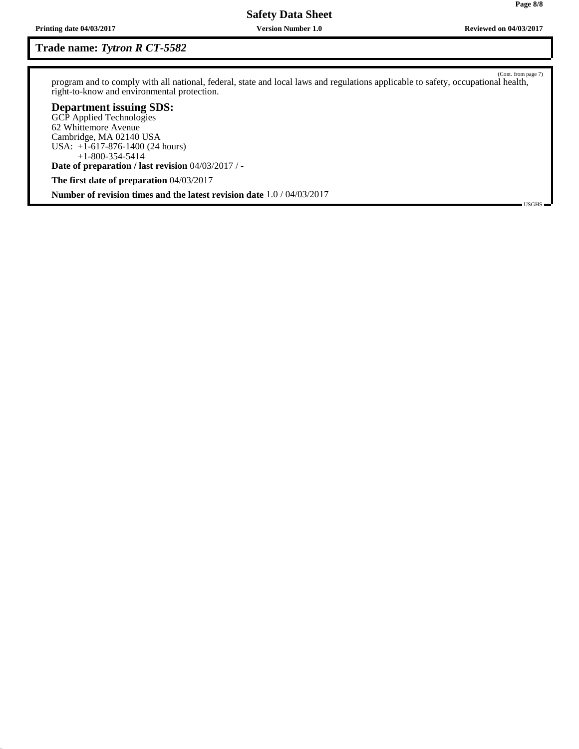(Cont. from page 7)

program and to comply with all national, federal, state and local laws and regulations applicable to safety, occupational health, right-to-know and environmental protection.

## Department issuing SDS:

GCP Applied Technologies
62 Whittemore Avenue
Cambridge, MA 02140 USA
USA: +1-617-876-1400 (24 hours)
+1-800-354-5414

**Date of preparation / last revision** 04/03/2017 / -

**The first date of preparation** 04/03/2017

**Number of revision times and the latest revision date** 1.0 / 04/03/2017

USGHS